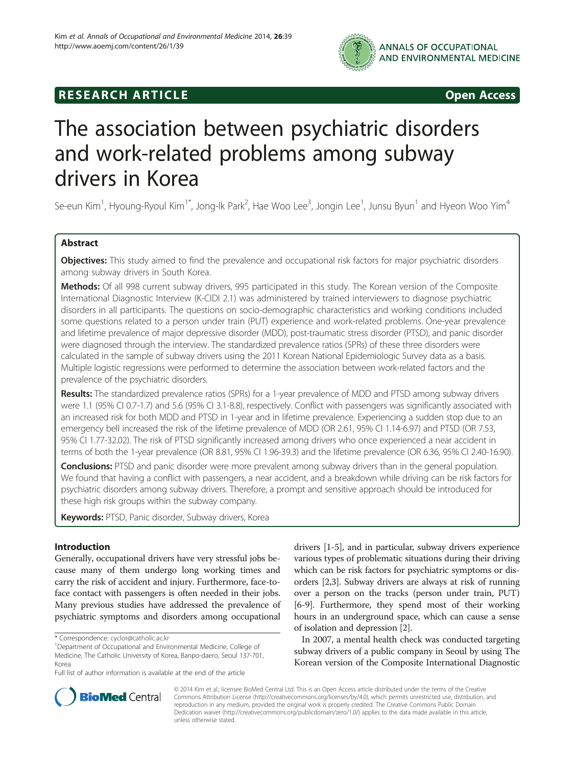**RESEARCH ARTICLE** **Open Access**

# The association between psychiatric disorders and work-related problems among subway drivers in Korea

Se-eun Kim[1], Hyoung-Ryoul Kim[1*], Jong-Ik Park[2], Hae Woo Lee[3], Jongin Lee[1], Junsu Byun[1] and Hyeon Woo Yim[4]

## Abstract

**Objectives:** This study aimed to find the prevalence and occupational risk factors for major psychiatric disorders among subway drivers in South Korea.

**Methods:** Of all 998 current subway drivers, 995 participated in this study. The Korean version of the Composite International Diagnostic Interview (K-CIDI 2.1) was administered by trained interviewers to diagnose psychiatric disorders in all participants. The questions on socio-demographic characteristics and working conditions included some questions related to a person under train (PUT) experience and work-related problems. One-year prevalence and lifetime prevalence of major depressive disorder (MDD), post-traumatic stress disorder (PTSD), and panic disorder were diagnosed through the interview. The standardized prevalence ratios (SPRs) of these three disorders were calculated in the sample of subway drivers using the 2011 Korean National Epidemiologic Survey data as a basis. Multiple logistic regressions were performed to determine the association between work-related factors and the prevalence of the psychiatric disorders.

**Results:** The standardized prevalence ratios (SPRs) for a 1-year prevalence of MDD and PTSD among subway drivers were 1.1 (95% CI 0.7-1.7) and 5.6 (95% CI 3.1-8.8), respectively. Conflict with passengers was significantly associated with an increased risk for both MDD and PTSD in 1-year and in lifetime prevalence. Experiencing a sudden stop due to an emergency bell increased the risk of the lifetime prevalence of MDD (OR 2.61, 95% CI 1.14-6.97) and PTSD (OR 7.53, 95% CI 1.77-32.02). The risk of PTSD significantly increased among drivers who once experienced a near accident in terms of both the 1-year prevalence (OR 8.81, 95% CI 1.96-39.3) and the lifetime prevalence (OR 6.36, 95% CI 2.40-16.90).

**Conclusions:** PTSD and panic disorder were more prevalent among subway drivers than in the general population. We found that having a conflict with passengers, a near accident, and a breakdown while driving can be risk factors for psychiatric disorders among subway drivers. Therefore, a prompt and sensitive approach should be introduced for these high risk groups within the subway company.

**Keywords:** PTSD, Panic disorder, Subway drivers, Korea

## Introduction

Generally, occupational drivers have very stressful jobs because many of them undergo long working times and carry the risk of accident and injury. Furthermore, face-to-face contact with passengers is often needed in their jobs. Many previous studies have addressed the prevalence of psychiatric symptoms and disorders among occupational drivers [1-5], and in particular, subway drivers experience various types of problematic situations during their driving which can be risk factors for psychiatric symptoms or disorders [2,3]. Subway drivers are always at risk of running over a person on the tracks (person under train, PUT) [6-9]. Furthermore, they spend most of their working hours in an underground space, which can cause a sense of isolation and depression [2].

In 2007, a mental health check was conducted targeting subway drivers of a public company in Seoul by using The Korean version of the Composite International Diagnostic

\* Correspondence: cyclor@catholic.ac.kr
[1]Department of Occupational and Environmental Medicine, College of Medicine, The Catholic University of Korea, Banpo-daero, Seoul 137-701, Korea
Full list of author information is available at the end of the article

© 2014 Kim et al.; licensee BioMed Central Ltd. This is an Open Access article distributed under the terms of the Creative Commons Attribution License (http://creativecommons.org/licenses/by/4.0), which permits unrestricted use, distribution, and reproduction in any medium, provided the original work is properly credited. The Creative Commons Public Domain Dedication waiver (http://creativecommons.org/publicdomain/zero/1.0/) applies to the data made available in this article, unless otherwise stated.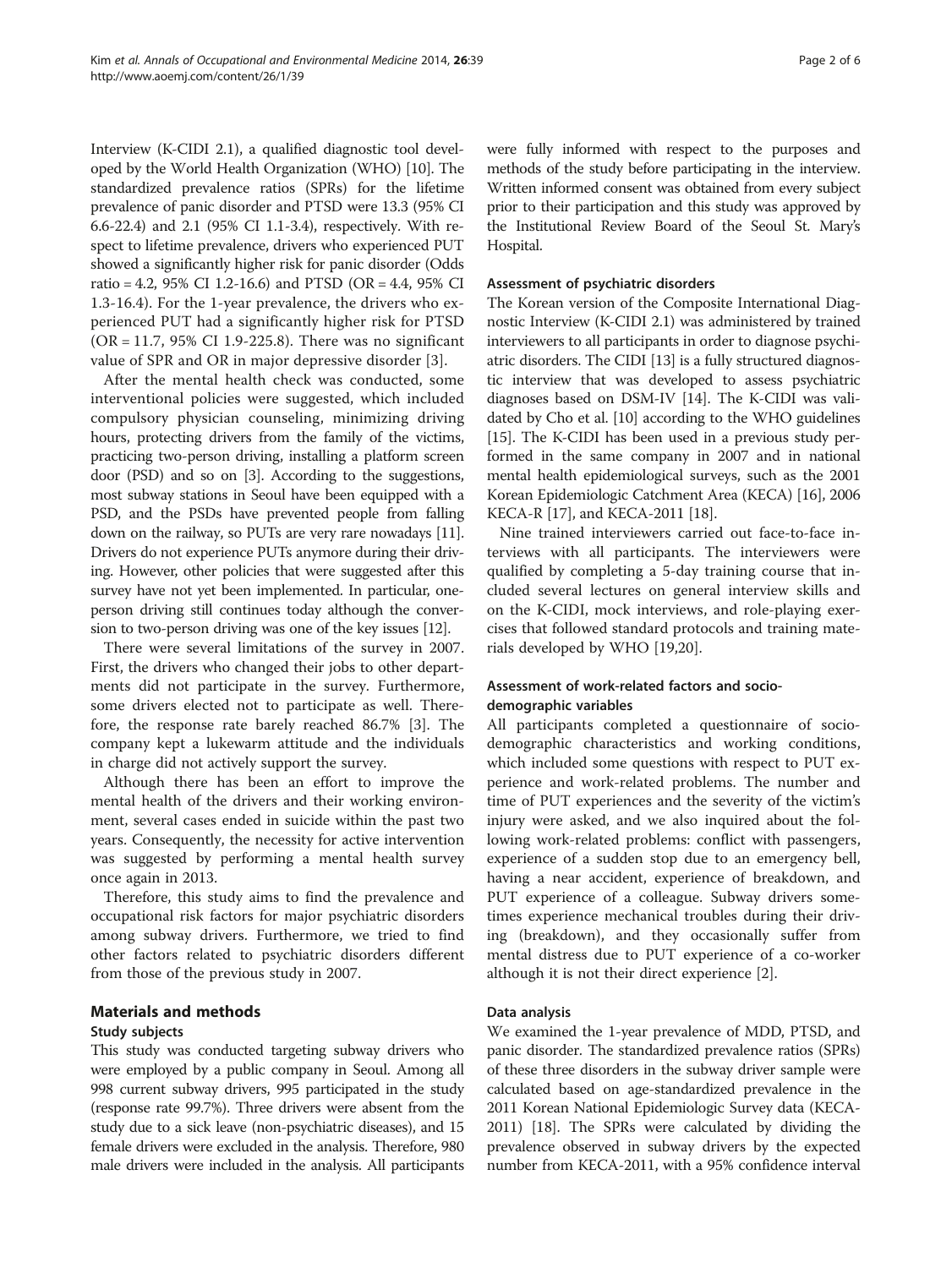Interview (K-CIDI 2.1), a qualified diagnostic tool developed by the World Health Organization (WHO) [10]. The standardized prevalence ratios (SPRs) for the lifetime prevalence of panic disorder and PTSD were 13.3 (95% CI 6.6-22.4) and 2.1 (95% CI 1.1-3.4), respectively. With respect to lifetime prevalence, drivers who experienced PUT showed a significantly higher risk for panic disorder (Odds ratio = 4.2, 95% CI 1.2-16.6) and PTSD (OR = 4.4, 95% CI 1.3-16.4). For the 1-year prevalence, the drivers who experienced PUT had a significantly higher risk for PTSD (OR = 11.7, 95% CI 1.9-225.8). There was no significant value of SPR and OR in major depressive disorder [3].

After the mental health check was conducted, some interventional policies were suggested, which included compulsory physician counseling, minimizing driving hours, protecting drivers from the family of the victims, practicing two-person driving, installing a platform screen door (PSD) and so on [3]. According to the suggestions, most subway stations in Seoul have been equipped with a PSD, and the PSDs have prevented people from falling down on the railway, so PUTs are very rare nowadays [11]. Drivers do not experience PUTs anymore during their driving. However, other policies that were suggested after this survey have not yet been implemented. In particular, one-person driving still continues today although the conversion to two-person driving was one of the key issues [12].

There were several limitations of the survey in 2007. First, the drivers who changed their jobs to other departments did not participate in the survey. Furthermore, some drivers elected not to participate as well. Therefore, the response rate barely reached 86.7% [3]. The company kept a lukewarm attitude and the individuals in charge did not actively support the survey.

Although there has been an effort to improve the mental health of the drivers and their working environment, several cases ended in suicide within the past two years. Consequently, the necessity for active intervention was suggested by performing a mental health survey once again in 2013.

Therefore, this study aims to find the prevalence and occupational risk factors for major psychiatric disorders among subway drivers. Furthermore, we tried to find other factors related to psychiatric disorders different from those of the previous study in 2007.

## Materials and methods

### Study subjects

This study was conducted targeting subway drivers who were employed by a public company in Seoul. Among all 998 current subway drivers, 995 participated in the study (response rate 99.7%). Three drivers were absent from the study due to a sick leave (non-psychiatric diseases), and 15 female drivers were excluded in the analysis. Therefore, 980 male drivers were included in the analysis. All participants were fully informed with respect to the purposes and methods of the study before participating in the interview. Written informed consent was obtained from every subject prior to their participation and this study was approved by the Institutional Review Board of the Seoul St. Mary's Hospital.

### Assessment of psychiatric disorders

The Korean version of the Composite International Diagnostic Interview (K-CIDI 2.1) was administered by trained interviewers to all participants in order to diagnose psychiatric disorders. The CIDI [13] is a fully structured diagnostic interview that was developed to assess psychiatric diagnoses based on DSM-IV [14]. The K-CIDI was validated by Cho et al. [10] according to the WHO guidelines [15]. The K-CIDI has been used in a previous study performed in the same company in 2007 and in national mental health epidemiological surveys, such as the 2001 Korean Epidemiologic Catchment Area (KECA) [16], 2006 KECA-R [17], and KECA-2011 [18].

Nine trained interviewers carried out face-to-face interviews with all participants. The interviewers were qualified by completing a 5-day training course that included several lectures on general interview skills and on the K-CIDI, mock interviews, and role-playing exercises that followed standard protocols and training materials developed by WHO [19,20].

### Assessment of work-related factors and socio-demographic variables

All participants completed a questionnaire of socio-demographic characteristics and working conditions, which included some questions with respect to PUT experience and work-related problems. The number and time of PUT experiences and the severity of the victim's injury were asked, and we also inquired about the following work-related problems: conflict with passengers, experience of a sudden stop due to an emergency bell, having a near accident, experience of breakdown, and PUT experience of a colleague. Subway drivers sometimes experience mechanical troubles during their driving (breakdown), and they occasionally suffer from mental distress due to PUT experience of a co-worker although it is not their direct experience [2].

### Data analysis

We examined the 1-year prevalence of MDD, PTSD, and panic disorder. The standardized prevalence ratios (SPRs) of these three disorders in the subway driver sample were calculated based on age-standardized prevalence in the 2011 Korean National Epidemiologic Survey data (KECA-2011) [18]. The SPRs were calculated by dividing the prevalence observed in subway drivers by the expected number from KECA-2011, with a 95% confidence interval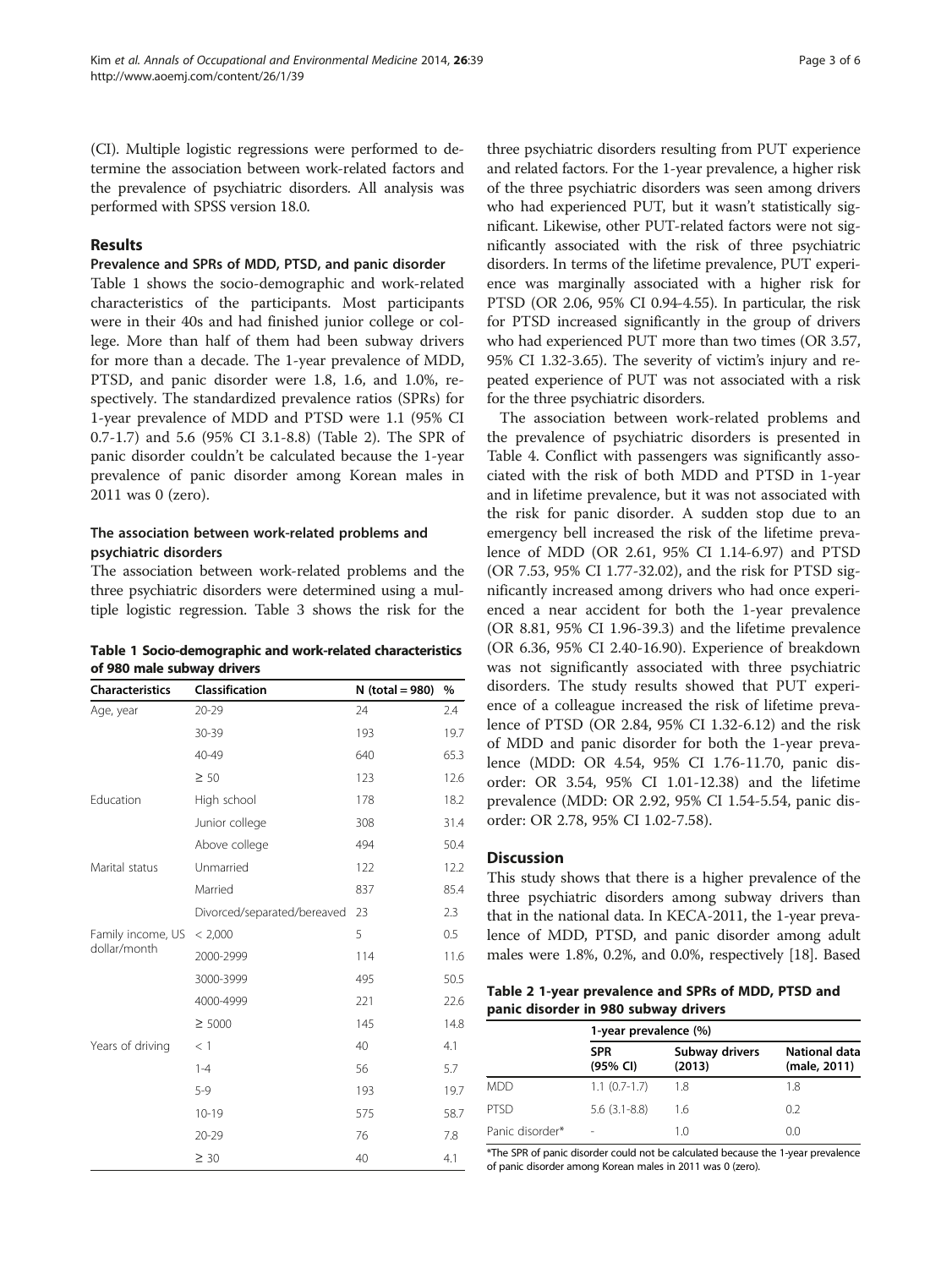(CI). Multiple logistic regressions were performed to determine the association between work-related factors and the prevalence of psychiatric disorders. All analysis was performed with SPSS version 18.0.

## Results

### Prevalence and SPRs of MDD, PTSD, and panic disorder

Table 1 shows the socio-demographic and work-related characteristics of the participants. Most participants were in their 40s and had finished junior college or college. More than half of them had been subway drivers for more than a decade. The 1-year prevalence of MDD, PTSD, and panic disorder were 1.8, 1.6, and 1.0%, respectively. The standardized prevalence ratios (SPRs) for 1-year prevalence of MDD and PTSD were 1.1 (95% CI 0.7-1.7) and 5.6 (95% CI 3.1-8.8) (Table 2). The SPR of panic disorder couldn't be calculated because the 1-year prevalence of panic disorder among Korean males in 2011 was 0 (zero).

### The association between work-related problems and psychiatric disorders

The association between work-related problems and the three psychiatric disorders were determined using a multiple logistic regression. Table 3 shows the risk for the three psychiatric disorders resulting from PUT experience and related factors. For the 1-year prevalence, a higher risk of the three psychiatric disorders was seen among drivers who had experienced PUT, but it wasn't statistically significant. Likewise, other PUT-related factors were not significantly associated with the risk of three psychiatric disorders. In terms of the lifetime prevalence, PUT experience was marginally associated with a higher risk for PTSD (OR 2.06, 95% CI 0.94-4.55). In particular, the risk for PTSD increased significantly in the group of drivers who had experienced PUT more than two times (OR 3.57, 95% CI 1.32-3.65). The severity of victim's injury and repeated experience of PUT was not associated with a risk for the three psychiatric disorders.

The association between work-related problems and the prevalence of psychiatric disorders is presented in Table 4. Conflict with passengers was significantly associated with the risk of both MDD and PTSD in 1-year and in lifetime prevalence, but it was not associated with the risk for panic disorder. A sudden stop due to an emergency bell increased the risk of the lifetime prevalence of MDD (OR 2.61, 95% CI 1.14-6.97) and PTSD (OR 7.53, 95% CI 1.77-32.02), and the risk for PTSD significantly increased among drivers who had once experienced a near accident for both the 1-year prevalence (OR 8.81, 95% CI 1.96-39.3) and the lifetime prevalence (OR 6.36, 95% CI 2.40-16.90). Experience of breakdown was not significantly associated with three psychiatric disorders. The study results showed that PUT experience of a colleague increased the risk of lifetime prevalence of PTSD (OR 2.84, 95% CI 1.32-6.12) and the risk of MDD and panic disorder for both the 1-year prevalence (MDD: OR 4.54, 95% CI 1.76-11.70, panic disorder: OR 3.54, 95% CI 1.01-12.38) and the lifetime prevalence (MDD: OR 2.92, 95% CI 1.54-5.54, panic disorder: OR 2.78, 95% CI 1.02-7.58).

**Table 1 Socio-demographic and work-related characteristics of 980 male subway drivers**

| Characteristics | Classification | N (total = 980) | % |
|---|---|---|---|
| Age, year | 20-29 | 24 | 2.4 |
| | 30-39 | 193 | 19.7 |
| | 40-49 | 640 | 65.3 |
| | ≥ 50 | 123 | 12.6 |
| Education | High school | 178 | 18.2 |
| | Junior college | 308 | 31.4 |
| | Above college | 494 | 50.4 |
| Marital status | Unmarried | 122 | 12.2 |
| | Married | 837 | 85.4 |
| | Divorced/separated/bereaved | 23 | 2.3 |
| Family income, US dollar/month | < 2,000 | 5 | 0.5 |
| | 2000-2999 | 114 | 11.6 |
| | 3000-3999 | 495 | 50.5 |
| | 4000-4999 | 221 | 22.6 |
| | ≥ 5000 | 145 | 14.8 |
| Years of driving | < 1 | 40 | 4.1 |
| | 1-4 | 56 | 5.7 |
| | 5-9 | 193 | 19.7 |
| | 10-19 | 575 | 58.7 |
| | 20-29 | 76 | 7.8 |
| | ≥ 30 | 40 | 4.1 |

## Discussion

This study shows that there is a higher prevalence of the three psychiatric disorders among subway drivers than that in the national data. In KECA-2011, the 1-year prevalence of MDD, PTSD, and panic disorder among adult males were 1.8%, 0.2%, and 0.0%, respectively [18]. Based

**Table 2 1-year prevalence and SPRs of MDD, PTSD and panic disorder in 980 subway drivers**

| | 1-year prevalence (%) | | |
|---|---|---|---|
| | SPR (95% CI) | Subway drivers (2013) | National data (male, 2011) |
| MDD | 1.1 (0.7-1.7) | 1.8 | 1.8 |
| PTSD | 5.6 (3.1-8.8) | 1.6 | 0.2 |
| Panic disorder* | - | 1.0 | 0.0 |

*The SPR of panic disorder could not be calculated because the 1-year prevalence of panic disorder among Korean males in 2011 was 0 (zero).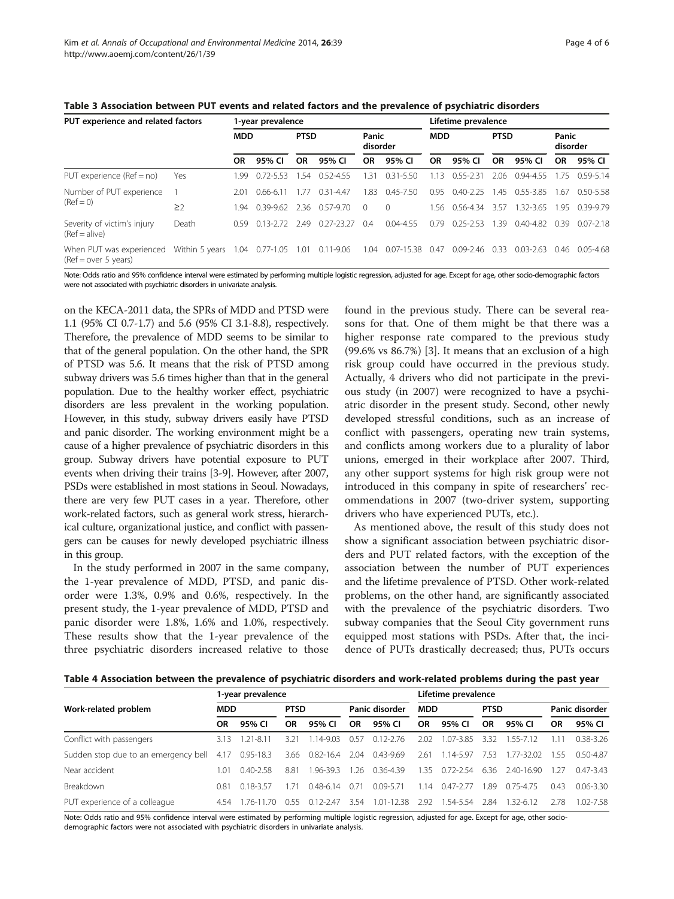**Table 3 Association between PUT events and related factors and the prevalence of psychiatric disorders**

| PUT experience and related factors | | 1-year prevalence | | | | | | Lifetime prevalence | | | | | |
|---|---|---|---|---|---|---|---|---|---|---|---|---|---|
| | | MDD | | PTSD | | Panic disorder | | MDD | | PTSD | | Panic disorder | |
| | | OR | 95% CI | OR | 95% CI | OR | 95% CI | OR | 95% CI | OR | 95% CI | OR | 95% CI |
| PUT experience (Ref = no) | Yes | 1.99 | 0.72-5.53 | 1.54 | 0.52-4.55 | 1.31 | 0.31-5.50 | 1.13 | 0.55-2.31 | 2.06 | 0.94-4.55 | 1.75 | 0.59-5.14 |
| Number of PUT experience (Ref = 0) | 1 | 2.01 | 0.66-6.11 | 1.77 | 0.31-4.47 | 1.83 | 0.45-7.50 | 0.95 | 0.40-2.25 | 1.45 | 0.55-3.85 | 1.67 | 0.50-5.58 |
| | ≥2 | 1.94 | 0.39-9.62 | 2.36 | 0.57-9.70 | 0 | 0 | 1.56 | 0.56-4.34 | 3.57 | 1.32-3.65 | 1.95 | 0.39-9.79 |
| Severity of victim's injury (Ref = alive) | Death | 0.59 | 0.13-2.72 | 2.49 | 0.27-23.27 | 0.4 | 0.04-4.55 | 0.79 | 0.25-2.53 | 1.39 | 0.40-4.82 | 0.39 | 0.07-2.18 |
| When PUT was experienced (Ref = over 5 years) | Within 5 years | 1.04 | 0.77-1.05 | 1.01 | 0.11-9.06 | 1.04 | 0.07-15.38 | 0.47 | 0.09-2.46 | 0.33 | 0.03-2.63 | 0.46 | 0.05-4.68 |

Note: Odds ratio and 95% confidence interval were estimated by performing multiple logistic regression, adjusted for age. Except for age, other socio-demographic factors were not associated with psychiatric disorders in univariate analysis.

on the KECA-2011 data, the SPRs of MDD and PTSD were 1.1 (95% CI 0.7-1.7) and 5.6 (95% CI 3.1-8.8), respectively. Therefore, the prevalence of MDD seems to be similar to that of the general population. On the other hand, the SPR of PTSD was 5.6. It means that the risk of PTSD among subway drivers was 5.6 times higher than that in the general population. Due to the healthy worker effect, psychiatric disorders are less prevalent in the working population. However, in this study, subway drivers easily have PTSD and panic disorder. The working environment might be a cause of a higher prevalence of psychiatric disorders in this group. Subway drivers have potential exposure to PUT events when driving their trains [3-9]. However, after 2007, PSDs were established in most stations in Seoul. Nowadays, there are very few PUT cases in a year. Therefore, other work-related factors, such as general work stress, hierarchical culture, organizational justice, and conflict with passengers can be causes for newly developed psychiatric illness in this group.

In the study performed in 2007 in the same company, the 1-year prevalence of MDD, PTSD, and panic disorder were 1.3%, 0.9% and 0.6%, respectively. In the present study, the 1-year prevalence of MDD, PTSD and panic disorder were 1.8%, 1.6% and 1.0%, respectively. These results show that the 1-year prevalence of the three psychiatric disorders increased relative to those found in the previous study. There can be several reasons for that. One of them might be that there was a higher response rate compared to the previous study (99.6% vs 86.7%) [3]. It means that an exclusion of a high risk group could have occurred in the previous study. Actually, 4 drivers who did not participate in the previous study (in 2007) were recognized to have a psychiatric disorder in the present study. Second, other newly developed stressful conditions, such as an increase of conflict with passengers, operating new train systems, and conflicts among workers due to a plurality of labor unions, emerged in their workplace after 2007. Third, any other support systems for high risk group were not introduced in this company in spite of researchers' recommendations in 2007 (two-driver system, supporting drivers who have experienced PUTs, etc.).

As mentioned above, the result of this study does not show a significant association between psychiatric disorders and PUT related factors, with the exception of the association between the number of PUT experiences and the lifetime prevalence of PTSD. Other work-related problems, on the other hand, are significantly associated with the prevalence of the psychiatric disorders. Two subway companies that the Seoul City government runs equipped most stations with PSDs. After that, the incidence of PUTs drastically decreased; thus, PUTs occurs

**Table 4 Association between the prevalence of psychiatric disorders and work-related problems during the past year**

| Work-related problem | 1-year prevalence | | | | | | Lifetime prevalence | | | | | |
|---|---|---|---|---|---|---|---|---|---|---|---|---|
| | MDD | | PTSD | | Panic disorder | | MDD | | PTSD | | Panic disorder | |
| | OR | 95% CI | OR | 95% CI | OR | 95% CI | OR | 95% CI | OR | 95% CI | OR | 95% CI |
| Conflict with passengers | 3.13 | 1.21-8.11 | 3.21 | 1.14-9.03 | 0.57 | 0.12-2.76 | 2.02 | 1.07-3.85 | 3.32 | 1.55-7.12 | 1.11 | 0.38-3.26 |
| Sudden stop due to an emergency bell | 4.17 | 0.95-18.3 | 3.66 | 0.82-16.4 | 2.04 | 0.43-9.69 | 2.61 | 1.14-5.97 | 7.53 | 1.77-32.02 | 1.55 | 0.50-4.87 |
| Near accident | 1.01 | 0.40-2.58 | 8.81 | 1.96-39.3 | 1.26 | 0.36-4.39 | 1.35 | 0.72-2.54 | 6.36 | 2.40-16.90 | 1.27 | 0.47-3.43 |
| Breakdown | 0.81 | 0.18-3.57 | 1.71 | 0.48-6.14 | 0.71 | 0.09-5.71 | 1.14 | 0.47-2.77 | 1.89 | 0.75-4.75 | 0.43 | 0.06-3.30 |
| PUT experience of a colleague | 4.54 | 1.76-11.70 | 0.55 | 0.12-2.47 | 3.54 | 1.01-12.38 | 2.92 | 1.54-5.54 | 2.84 | 1.32-6.12 | 2.78 | 1.02-7.58 |

Note: Odds ratio and 95% confidence interval were estimated by performing multiple logistic regression, adjusted for age. Except for age, other socio-demographic factors were not associated with psychiatric disorders in univariate analysis.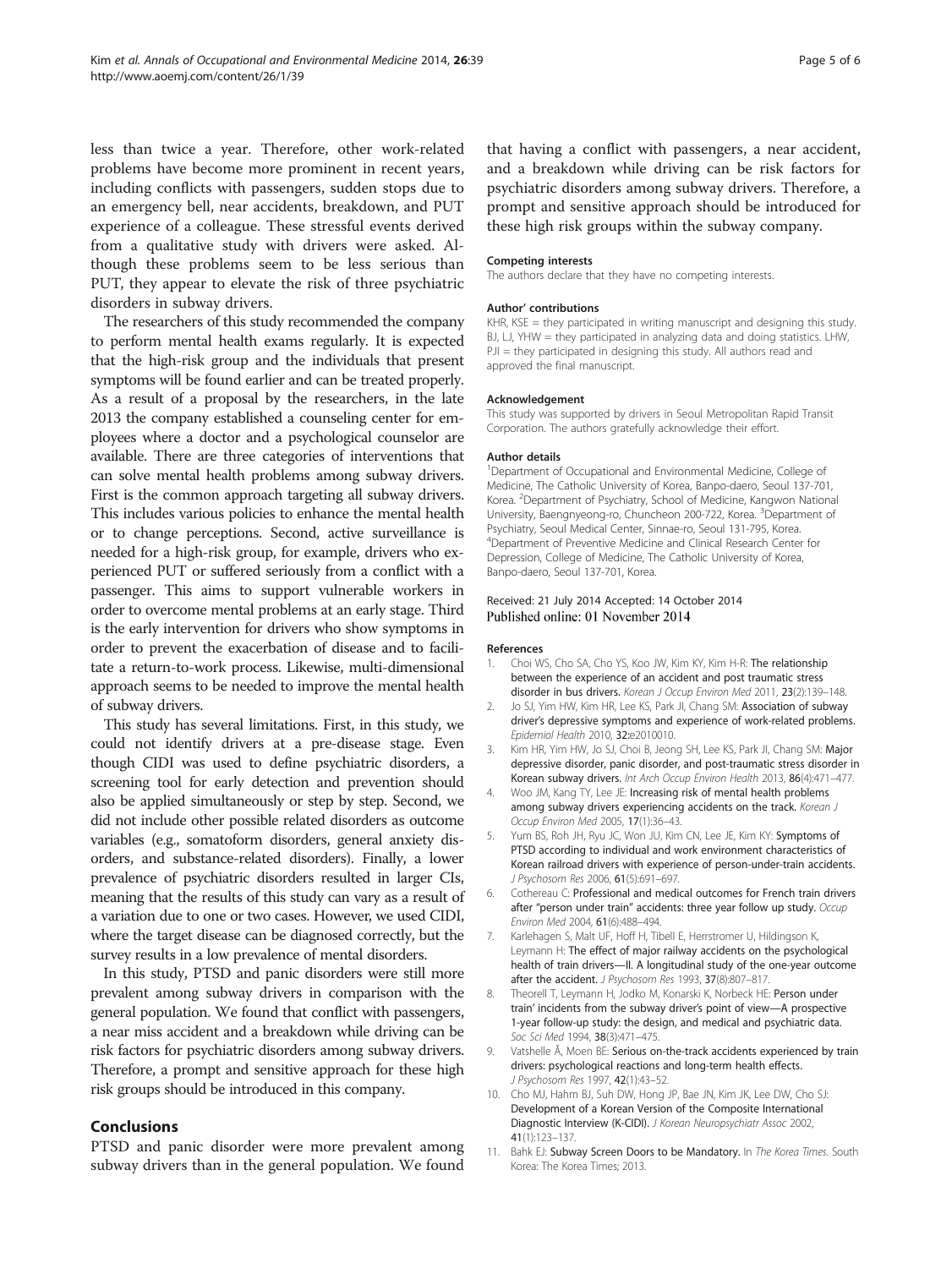less than twice a year. Therefore, other work-related problems have become more prominent in recent years, including conflicts with passengers, sudden stops due to an emergency bell, near accidents, breakdown, and PUT experience of a colleague. These stressful events derived from a qualitative study with drivers were asked. Although these problems seem to be less serious than PUT, they appear to elevate the risk of three psychiatric disorders in subway drivers.

The researchers of this study recommended the company to perform mental health exams regularly. It is expected that the high-risk group and the individuals that present symptoms will be found earlier and can be treated properly. As a result of a proposal by the researchers, in the late 2013 the company established a counseling center for employees where a doctor and a psychological counselor are available. There are three categories of interventions that can solve mental health problems among subway drivers. First is the common approach targeting all subway drivers. This includes various policies to enhance the mental health or to change perceptions. Second, active surveillance is needed for a high-risk group, for example, drivers who experienced PUT or suffered seriously from a conflict with a passenger. This aims to support vulnerable workers in order to overcome mental problems at an early stage. Third is the early intervention for drivers who show symptoms in order to prevent the exacerbation of disease and to facilitate a return-to-work process. Likewise, multi-dimensional approach seems to be needed to improve the mental health of subway drivers.

This study has several limitations. First, in this study, we could not identify drivers at a pre-disease stage. Even though CIDI was used to define psychiatric disorders, a screening tool for early detection and prevention should also be applied simultaneously or step by step. Second, we did not include other possible related disorders as outcome variables (e.g., somatoform disorders, general anxiety disorders, and substance-related disorders). Finally, a lower prevalence of psychiatric disorders resulted in larger CIs, meaning that the results of this study can vary as a result of a variation due to one or two cases. However, we used CIDI, where the target disease can be diagnosed correctly, but the survey results in a low prevalence of mental disorders.

In this study, PTSD and panic disorders were still more prevalent among subway drivers in comparison with the general population. We found that conflict with passengers, a near miss accident and a breakdown while driving can be risk factors for psychiatric disorders among subway drivers. Therefore, a prompt and sensitive approach for these high risk groups should be introduced in this company.

## Conclusions

PTSD and panic disorder were more prevalent among subway drivers than in the general population. We found that having a conflict with passengers, a near accident, and a breakdown while driving can be risk factors for psychiatric disorders among subway drivers. Therefore, a prompt and sensitive approach should be introduced for these high risk groups within the subway company.

#### Competing interests

The authors declare that they have no competing interests.

#### Author' contributions

KHR, KSE = they participated in writing manuscript and designing this study. BJ, LJ, YHW = they participated in analyzing data and doing statistics. LHW, PJI = they participated in designing this study. All authors read and approved the final manuscript.

#### Acknowledgement

This study was supported by drivers in Seoul Metropolitan Rapid Transit Corporation. The authors gratefully acknowledge their effort.

#### Author details

[1]Department of Occupational and Environmental Medicine, College of Medicine, The Catholic University of Korea, Banpo-daero, Seoul 137-701, Korea. [2]Department of Psychiatry, School of Medicine, Kangwon National University, Baengnyeong-ro, Chuncheon 200-722, Korea. [3]Department of Psychiatry, Seoul Medical Center, Sinnae-ro, Seoul 131-795, Korea. [4]Department of Preventive Medicine and Clinical Research Center for Depression, College of Medicine, The Catholic University of Korea, Banpo-daero, Seoul 137-701, Korea.

Received: 21 July 2014 Accepted: 14 October 2014
Published online: 01 November 2014

#### References

1. Choi WS, Cho SA, Cho YS, Koo JW, Kim KY, Kim H-R: The relationship between the experience of an accident and post traumatic stress disorder in bus drivers. *Korean J Occup Environ Med* 2011, 23(2):139–148.
2. Jo SJ, Yim HW, Kim HR, Lee KS, Park JI, Chang SM: Association of subway driver's depressive symptoms and experience of work-related problems. *Epidemiol Health* 2010, 32:e2010010.
3. Kim HR, Yim HW, Jo SJ, Choi B, Jeong SH, Lee KS, Park JI, Chang SM: Major depressive disorder, panic disorder, and post-traumatic stress disorder in Korean subway drivers. *Int Arch Occup Environ Health* 2013, 86(4):471–477.
4. Woo JM, Kang TY, Lee JE: Increasing risk of mental health problems among subway drivers experiencing accidents on the track. *Korean J Occup Environ Med* 2005, 17(1):36–43.
5. Yum BS, Roh JH, Ryu JC, Won JU, Kim CN, Lee JE, Kim KY: Symptoms of PTSD according to individual and work environment characteristics of Korean railroad drivers with experience of person-under-train accidents. *J Psychosom Res* 2006, 61(5):691–697.
6. Cothereau C: Professional and medical outcomes for French train drivers after "person under train" accidents: three year follow up study. *Occup Environ Med* 2004, 61(6):488–494.
7. Karlehagen S, Malt UF, Hoff H, Tibell E, Herrstromer U, Hildingson K, Leymann H: The effect of major railway accidents on the psychological health of train drivers—II. A longitudinal study of the one-year outcome after the accident. *J Psychosom Res* 1993, 37(8):807–817.
8. Theorell T, Leymann H, Jodko M, Konarski K, Norbeck HE: Person under train' incidents from the subway driver's point of view—A prospective 1-year follow-up study: the design, and medical and psychiatric data. *Soc Sci Med* 1994, 38(3):471–475.
9. Vatshelle Å, Moen BE: Serious on-the-track accidents experienced by train drivers: psychological reactions and long-term health effects. *J Psychosom Res* 1997, 42(1):43–52.
10. Cho MJ, Hahm BJ, Suh DW, Hong JP, Bae JN, Kim JK, Lee DW, Cho SJ: Development of a Korean Version of the Composite International Diagnostic Interview (K-CIDI). *J Korean Neuropsychiatr Assoc* 2002, 41(1):123–137.
11. Bahk EJ: Subway Screen Doors to be Mandatory. In *The Korea Times*. South Korea: The Korea Times; 2013.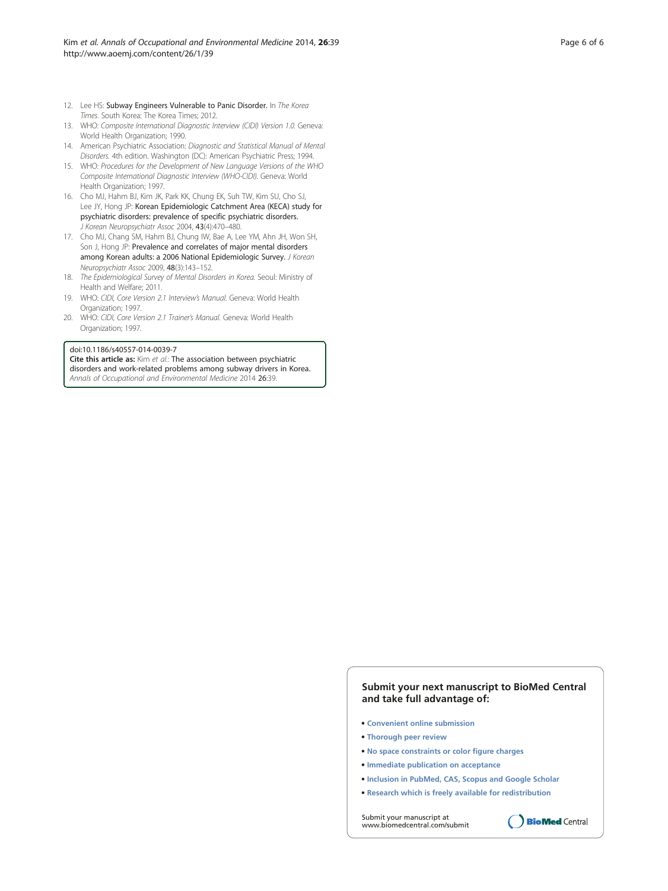12. Lee HS: Subway Engineers Vulnerable to Panic Disorder. In *The Korea Times*. South Korea: The Korea Times; 2012.
13. WHO: *Composite International Diagnostic Interview (CIDI) Version 1.0*. Geneva: World Health Organization; 1990.
14. American Psychiatric Association: *Diagnostic and Statistical Manual of Mental Disorders*. 4th edition. Washington (DC): American Psychiatric Press; 1994.
15. WHO: *Procedures for the Development of New Language Versions of the WHO Composite International Diagnostic Interview (WHO-CIDI)*. Geneva: World Health Organization; 1997.
16. Cho MJ, Hahm BJ, Kim JK, Park KK, Chung EK, Suh TW, Kim SU, Cho SJ, Lee JY, Hong JP: Korean Epidemiologic Catchment Area (KECA) study for psychiatric disorders: prevalence of specific psychiatric disorders. *J Korean Neuropsychiatr Assoc* 2004, **43**(4):470–480.
17. Cho MJ, Chang SM, Hahm BJ, Chung IW, Bae A, Lee YM, Ahn JH, Won SH, Son J, Hong JP: Prevalence and correlates of major mental disorders among Korean adults: a 2006 National Epidemiologic Survey. *J Korean Neuropsychiatr Assoc* 2009, **48**(3):143–152.
18. *The Epidemiological Survey of Mental Disorders in Korea*. Seoul: Ministry of Health and Welfare; 2011.
19. WHO: *CIDI, Core Version 2.1 Interview's Manual*. Geneva: World Health Organization; 1997.
20. WHO: *CIDI, Core Version 2.1 Trainer's Manual*. Geneva: World Health Organization; 1997.

doi:10.1186/s40557-014-0039-7

**Cite this article as:** Kim *et al.*: The association between psychiatric disorders and work-related problems among subway drivers in Korea. *Annals of Occupational and Environmental Medicine* 2014 **26**:39.

**Submit your next manuscript to BioMed Central and take full advantage of:**

- **Convenient online submission**
- **Thorough peer review**
- **No space constraints or color figure charges**
- **Immediate publication on acceptance**
- **Inclusion in PubMed, CAS, Scopus and Google Scholar**
- **Research which is freely available for redistribution**

Submit your manuscript at www.biomedcentral.com/submit